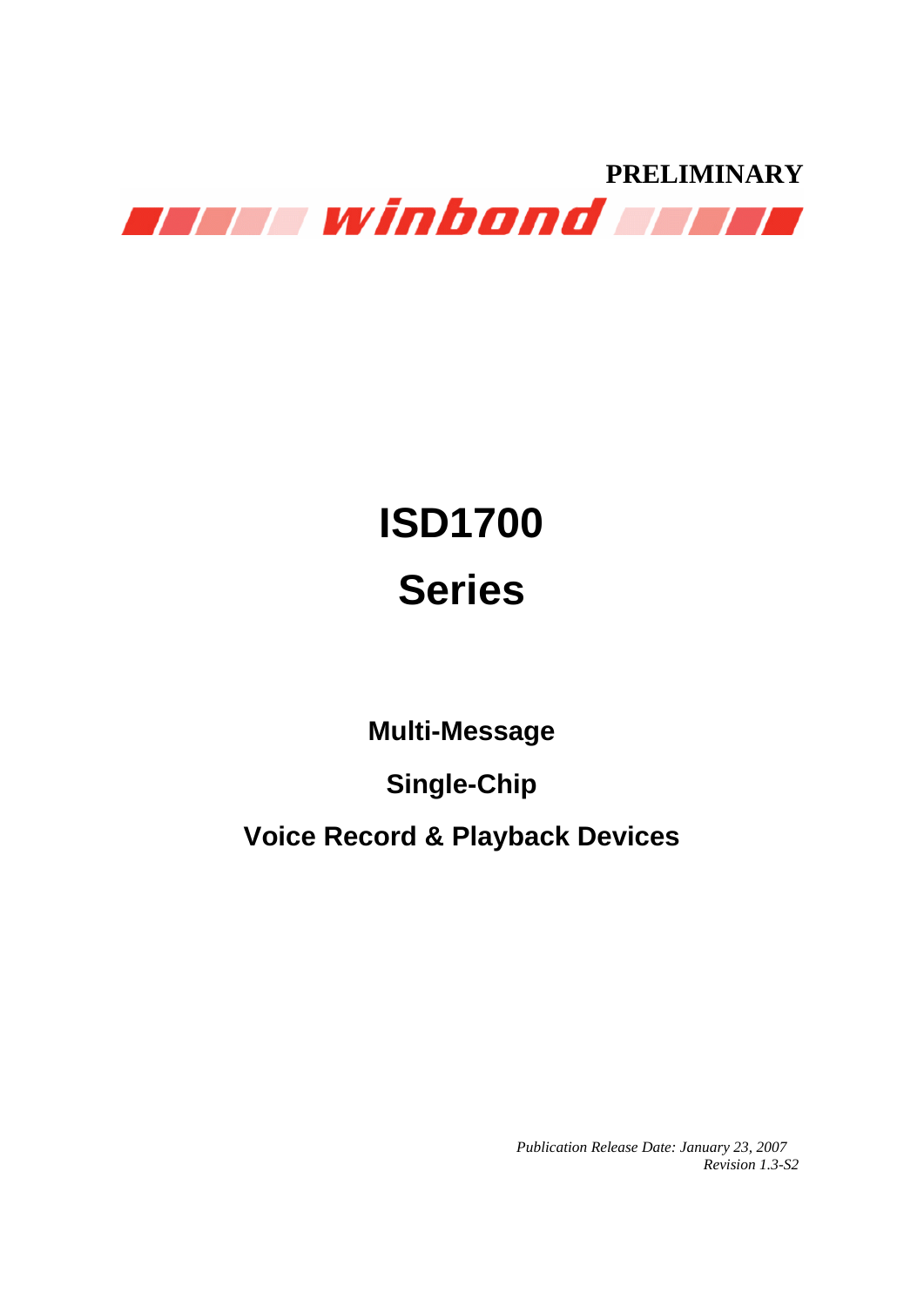PRELIMINARY

winbond

# ISD1700

# Series

**Multi-Message**

**Single-Chip**

**Voice Record & Playback Devices**

*Publication Release Date: January 23, 2007*
*Revision 1.3-S2*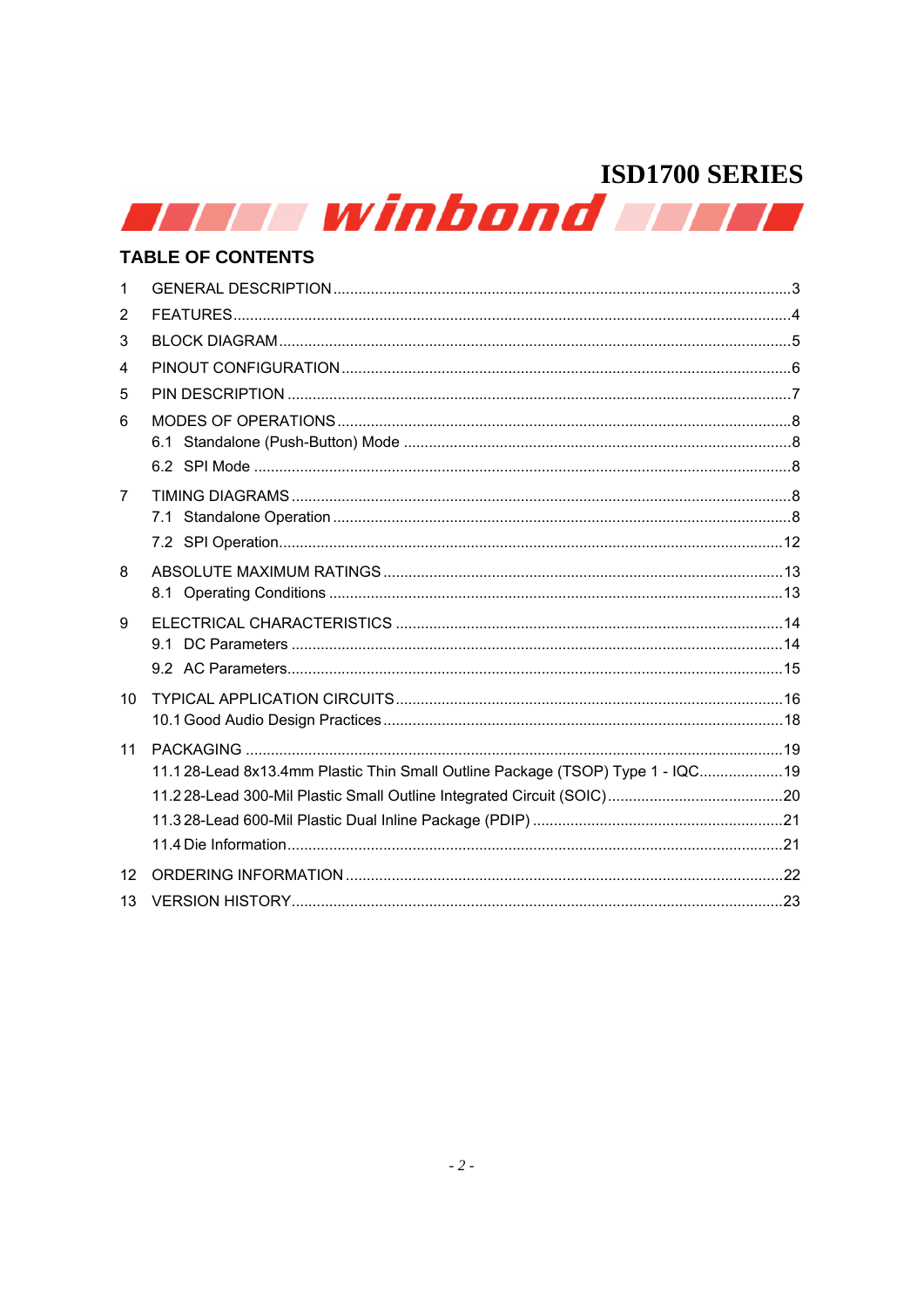## TABLE OF CONTENTS

1 GENERAL DESCRIPTION ......... 3

2 FEATURES ......... 4

3 BLOCK DIAGRAM ......... 5

4 PINOUT CONFIGURATION ......... 6

5 PIN DESCRIPTION ......... 7

6 MODES OF OPERATIONS ......... 8

- 6.1 Standalone (Push-Button) Mode ......... 8
- 6.2 SPI Mode ......... 8

7 TIMING DIAGRAMS ......... 8

- 7.1 Standalone Operation ......... 8
- 7.2 SPI Operation ......... 12

8 ABSOLUTE MAXIMUM RATINGS ......... 13

- 8.1 Operating Conditions ......... 13

9 ELECTRICAL CHARACTERISTICS ......... 14

- 9.1 DC Parameters ......... 14
- 9.2 AC Parameters ......... 15

10 TYPICAL APPLICATION CIRCUITS ......... 16

- 10.1 Good Audio Design Practices ......... 18

11 PACKAGING ......... 19

- 11.1 28-Lead 8x13.4mm Plastic Thin Small Outline Package (TSOP) Type 1 - IQC ......... 19
- 11.2 28-Lead 300-Mil Plastic Small Outline Integrated Circuit (SOIC) ......... 20
- 11.3 28-Lead 600-Mil Plastic Dual Inline Package (PDIP) ......... 21
- 11.4 Die Information ......... 21

12 ORDERING INFORMATION ......... 22

13 VERSION HISTORY ......... 23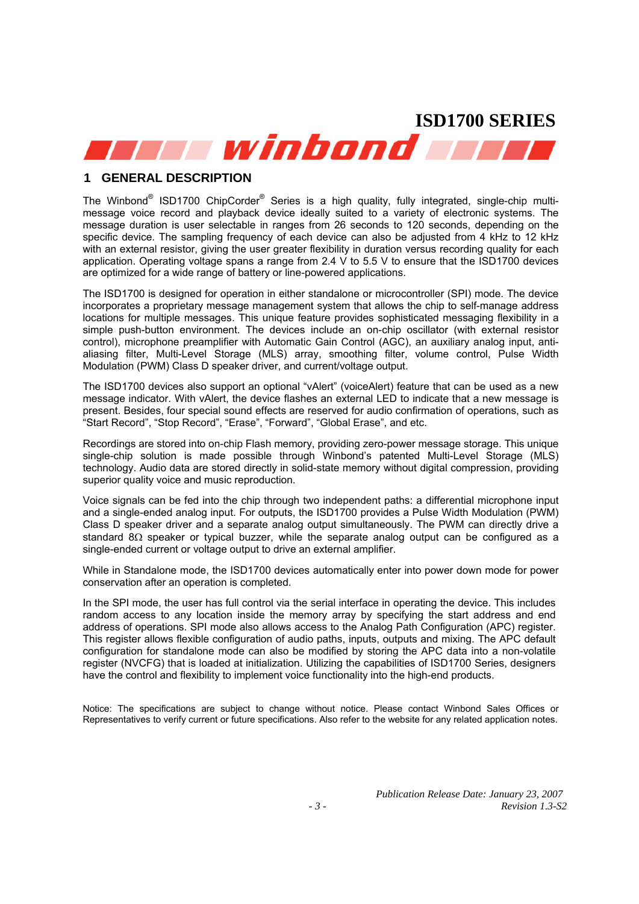## 1 GENERAL DESCRIPTION

The Winbond® ISD1700 ChipCorder® Series is a high quality, fully integrated, single-chip multi-message voice record and playback device ideally suited to a variety of electronic systems. The message duration is user selectable in ranges from 26 seconds to 120 seconds, depending on the specific device. The sampling frequency of each device can also be adjusted from 4 kHz to 12 kHz with an external resistor, giving the user greater flexibility in duration versus recording quality for each application. Operating voltage spans a range from 2.4 V to 5.5 V to ensure that the ISD1700 devices are optimized for a wide range of battery or line-powered applications.

The ISD1700 is designed for operation in either standalone or microcontroller (SPI) mode. The device incorporates a proprietary message management system that allows the chip to self-manage address locations for multiple messages. This unique feature provides sophisticated messaging flexibility in a simple push-button environment. The devices include an on-chip oscillator (with external resistor control), microphone preamplifier with Automatic Gain Control (AGC), an auxiliary analog input, anti-aliasing filter, Multi-Level Storage (MLS) array, smoothing filter, volume control, Pulse Width Modulation (PWM) Class D speaker driver, and current/voltage output.

The ISD1700 devices also support an optional "vAlert" (voiceAlert) feature that can be used as a new message indicator. With vAlert, the device flashes an external LED to indicate that a new message is present. Besides, four special sound effects are reserved for audio confirmation of operations, such as "Start Record", "Stop Record", "Erase", "Forward", "Global Erase", and etc.

Recordings are stored into on-chip Flash memory, providing zero-power message storage. This unique single-chip solution is made possible through Winbond's patented Multi-Level Storage (MLS) technology. Audio data are stored directly in solid-state memory without digital compression, providing superior quality voice and music reproduction.

Voice signals can be fed into the chip through two independent paths: a differential microphone input and a single-ended analog input. For outputs, the ISD1700 provides a Pulse Width Modulation (PWM) Class D speaker driver and a separate analog output simultaneously. The PWM can directly drive a standard 8Ω speaker or typical buzzer, while the separate analog output can be configured as a single-ended current or voltage output to drive an external amplifier.

While in Standalone mode, the ISD1700 devices automatically enter into power down mode for power conservation after an operation is completed.

In the SPI mode, the user has full control via the serial interface in operating the device. This includes random access to any location inside the memory array by specifying the start address and end address of operations. SPI mode also allows access to the Analog Path Configuration (APC) register. This register allows flexible configuration of audio paths, inputs, outputs and mixing. The APC default configuration for standalone mode can also be modified by storing the APC data into a non-volatile register (NVCFG) that is loaded at initialization. Utilizing the capabilities of ISD1700 Series, designers have the control and flexibility to implement voice functionality into the high-end products.

Notice: The specifications are subject to change without notice. Please contact Winbond Sales Offices or Representatives to verify current or future specifications. Also refer to the website for any related application notes.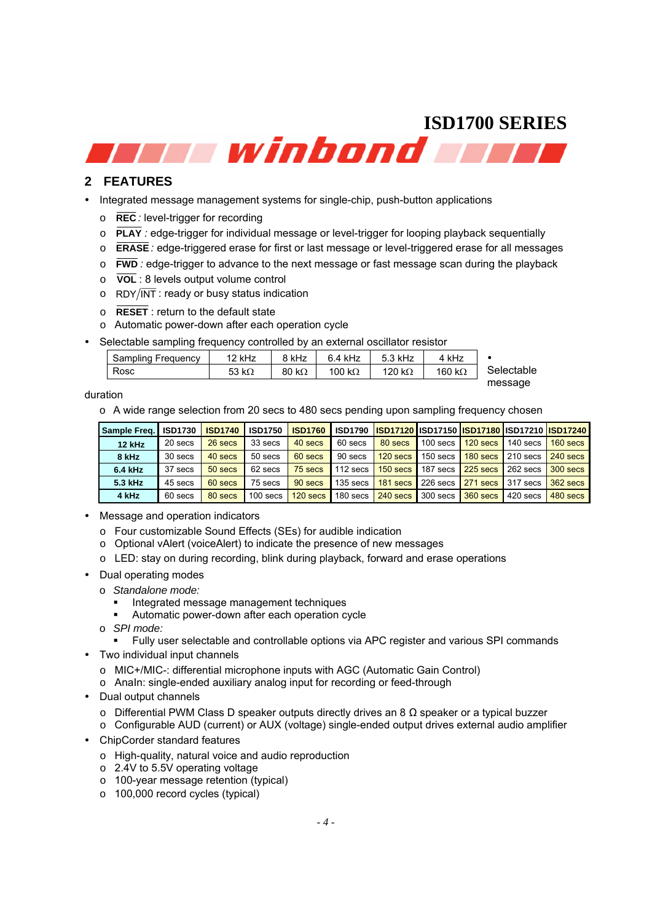## 2 FEATURES

- Integrated message management systems for single-chip, push-button applications
  - **REC** *:* level-trigger for recording
  - **PLAY** *:* edge-trigger for individual message or level-trigger for looping playback sequentially
  - **ERASE** *:* edge-triggered erase for first or last message or level-triggered erase for all messages
  - **FWD** *:* edge-trigger to advance to the next message or fast message scan during the playback
  - **VOL** : 8 levels output volume control
  - RDY/INT : ready or busy status indication
  - **RESET** : return to the default state
  - Automatic power-down after each operation cycle
- Selectable sampling frequency controlled by an external oscillator resistor

| Sampling Frequency | 12 kHz | 8 kHz | 6.4 kHz | 5.3 kHz | 4 kHz |
|---|---|---|---|---|---|
| Rosc | 53 kΩ | 80 kΩ | 100 kΩ | 120 kΩ | 160 kΩ |

- Selectable message duration
  - A wide range selection from 20 secs to 480 secs pending upon sampling frequency chosen

| Sample Freq. | ISD1730 | ISD1740 | ISD1750 | ISD1760 | ISD1790 | ISD17120 | ISD17150 | ISD17180 | ISD17210 | ISD17240 |
|---|---|---|---|---|---|---|---|---|---|---|
| 12 kHz | 20 secs | 26 secs | 33 secs | 40 secs | 60 secs | 80 secs | 100 secs | 120 secs | 140 secs | 160 secs |
| 8 kHz | 30 secs | 40 secs | 50 secs | 60 secs | 90 secs | 120 secs | 150 secs | 180 secs | 210 secs | 240 secs |
| 6.4 kHz | 37 secs | 50 secs | 62 secs | 75 secs | 112 secs | 150 secs | 187 secs | 225 secs | 262 secs | 300 secs |
| 5.3 kHz | 45 secs | 60 secs | 75 secs | 90 secs | 135 secs | 181 secs | 226 secs | 271 secs | 317 secs | 362 secs |
| 4 kHz | 60 secs | 80 secs | 100 secs | 120 secs | 180 secs | 240 secs | 300 secs | 360 secs | 420 secs | 480 secs |

- Message and operation indicators
  - Four customizable Sound Effects (SEs) for audible indication
  - Optional vAlert (voiceAlert) to indicate the presence of new messages
  - LED: stay on during recording, blink during playback, forward and erase operations
- Dual operating modes
  - *Standalone mode:*
    - Integrated message management techniques
    - Automatic power-down after each operation cycle
  - *SPI mode:*
    - Fully user selectable and controllable options via APC register and various SPI commands
- Two individual input channels
  - MIC+/MIC-: differential microphone inputs with AGC (Automatic Gain Control)
  - AnaIn: single-ended auxiliary analog input for recording or feed-through
- Dual output channels
  - Differential PWM Class D speaker outputs directly drives an 8 Ω speaker or a typical buzzer
  - Configurable AUD (current) or AUX (voltage) single-ended output drives external audio amplifier
- ChipCorder standard features
  - High-quality, natural voice and audio reproduction
  - 2.4V to 5.5V operating voltage
  - 100-year message retention (typical)
  - 100,000 record cycles (typical)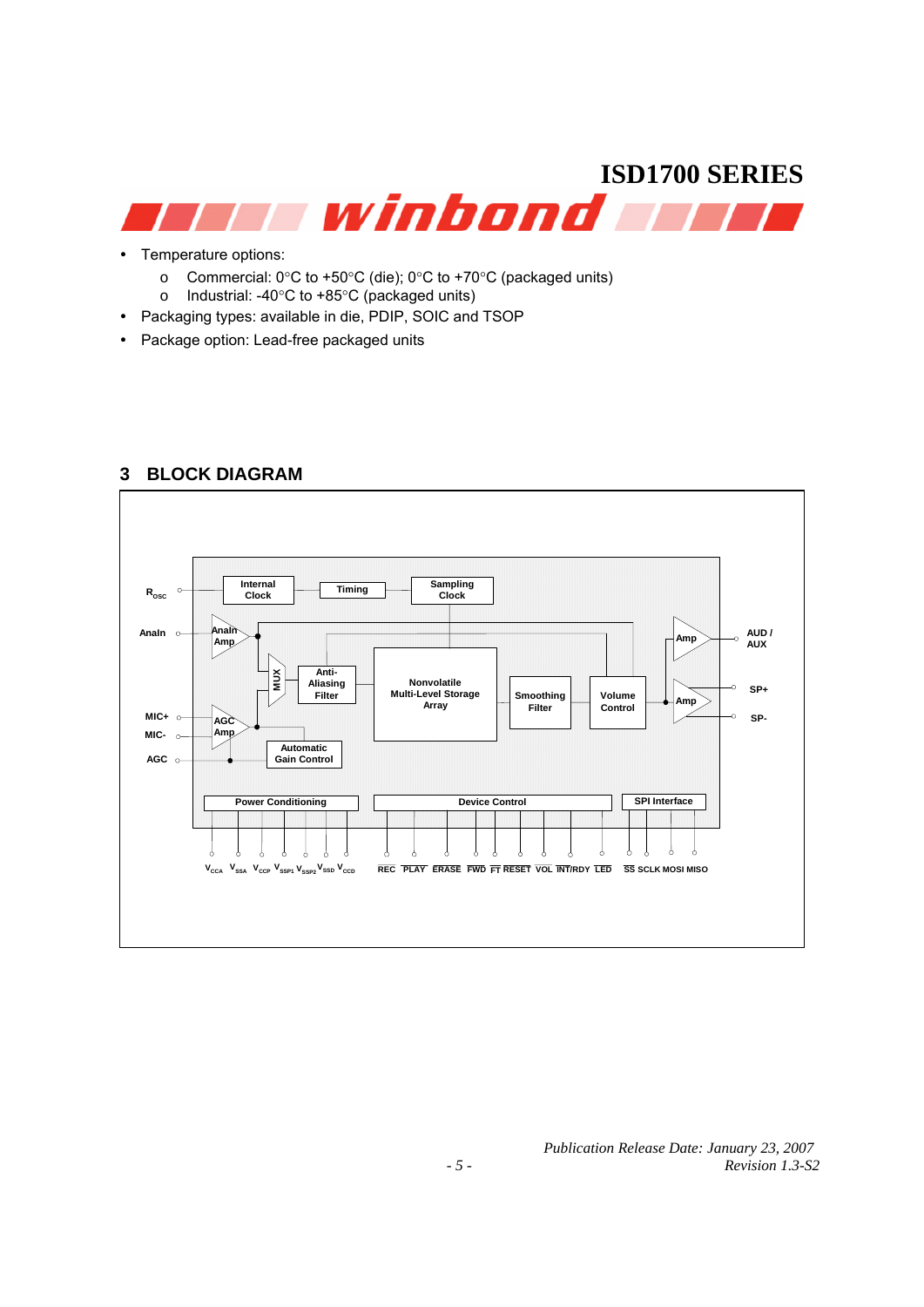- Temperature options:
  - Commercial: 0°C to +50°C (die); 0°C to +70°C (packaged units)
  - Industrial: -40°C to +85°C (packaged units)
- Packaging types: available in die, PDIP, SOIC and TSOP
- Package option: Lead-free packaged units

## 3 BLOCK DIAGRAM

Internal Clock · Timing · Sampling Clock · $R_{OSC}$ · AnaIn · AnaIn Amp · MUX · Anti-Aliasing Filter · Nonvolatile Multi-Level Storage Array · Smoothing Filter · Volume Control · Amp · AUD / AUX · SP+ · SP- · MIC+ · MIC- · AGC · AGC Amp · Automatic Gain Control · Power Conditioning · Device Control · SPI Interface

$V_{CCA}$ $V_{SSA}$ $V_{CCP}$ $V_{SSP1}$ $V_{SSP2}$ $V_{SSD}$ $V_{CCD}$ REC PLAY ERASE FWD FT RESET VOL INT/RDY LED SS SCLK MOSI MISO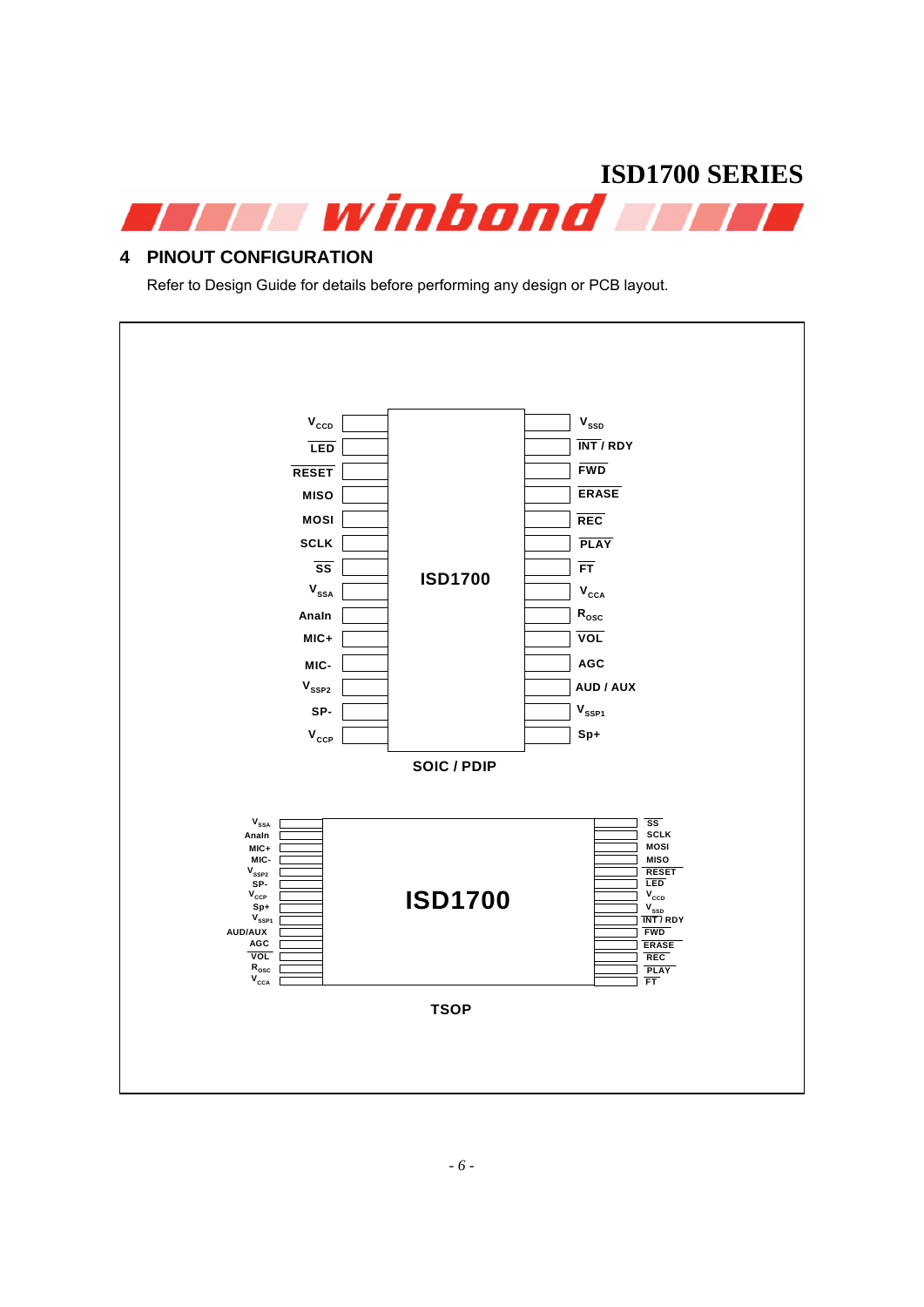## 4 PINOUT CONFIGURATION

Refer to Design Guide for details before performing any design or PCB layout.

**SOIC / PDIP**

| Left Pin | ISD1700 | Right Pin |
|---|---|---|
| $V_{CCD}$ | | $V_{SSD}$ |
| LED | | INT / RDY |
| RESET | | FWD |
| MISO | | ERASE |
| MOSI | | REC |
| SCLK | | PLAY |
| SS | | FT |
| $V_{SSA}$ | | $V_{CCA}$ |
| AnaIn | | $R_{OSC}$ |
| MIC+ | | VOL |
| MIC- | | AGC |
| $V_{SSP2}$ | | AUD / AUX |
| SP- | | $V_{SSP1}$ |
| $V_{CCP}$ | | Sp+ |

**TSOP**

| Left Pin | ISD1700 | Right Pin |
|---|---|---|
| $V_{SSA}$ | | SS |
| AnaIn | | SCLK |
| MIC+ | | MOSI |
| MIC- | | MISO |
| $V_{SSP2}$ | | RESET |
| SP- | | LED |
| $V_{CCP}$ | | $V_{CCD}$ |
| Sp+ | | $V_{SSD}$ |
| $V_{SSP1}$ | | INT / RDY |
| AUD/AUX | | FWD |
| AGC | | ERASE |
| VOL | | REC |
| $R_{OSC}$ | | PLAY |
| $V_{CCA}$ | | FT |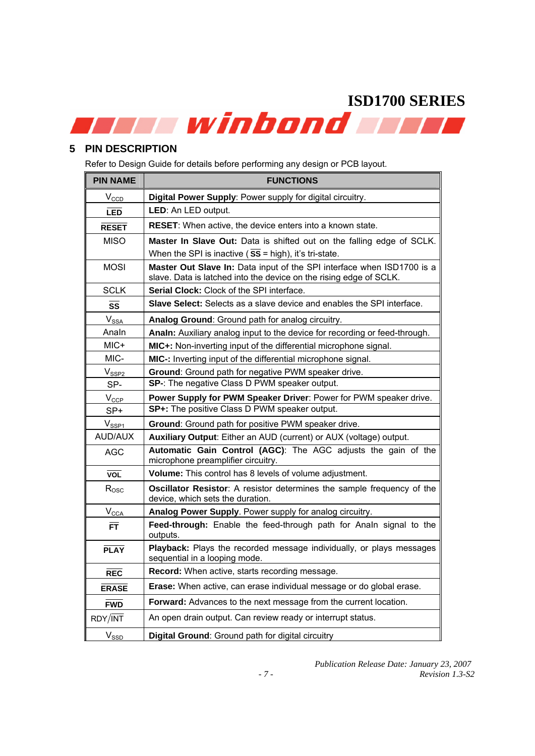## 5 PIN DESCRIPTION

Refer to Design Guide for details before performing any design or PCB layout.

| PIN NAME | FUNCTIONS |
|---|---|
| $V_{CCD}$ | **Digital Power Supply**: Power supply for digital circuitry. |
| $\overline{\text{LED}}$ | **LED**: An LED output. |
| $\overline{\text{RESET}}$ | **RESET**: When active, the device enters into a known state. |
| MISO | **Master In Slave Out:** Data is shifted out on the falling edge of SCLK. When the SPI is inactive ( $\overline{\text{SS}}$ = high), it's tri-state. |
| MOSI | **Master Out Slave In:** Data input of the SPI interface when ISD1700 is a slave. Data is latched into the device on the rising edge of SCLK. |
| SCLK | **Serial Clock:** Clock of the SPI interface. |
| $\overline{\text{SS}}$ | **Slave Select:** Selects as a slave device and enables the SPI interface. |
| $V_{SSA}$ | **Analog Ground**: Ground path for analog circuitry. |
| AnaIn | **AnaIn:** Auxiliary analog input to the device for recording or feed-through. |
| MIC+ | **MIC+:** Non-inverting input of the differential microphone signal. |
| MIC- | **MIC-:** Inverting input of the differential microphone signal. |
| $V_{SSP2}$ | **Ground**: Ground path for negative PWM speaker drive. |
| SP- | **SP-**: The negative Class D PWM speaker output. |
| $V_{CCP}$ | **Power Supply for PWM Speaker Driver**: Power for PWM speaker drive. |
| SP+ | **SP+:** The positive Class D PWM speaker output. |
| $V_{SSP1}$ | **Ground**: Ground path for positive PWM speaker drive. |
| AUD/AUX | **Auxiliary Output**: Either an AUD (current) or AUX (voltage) output. |
| AGC | **Automatic Gain Control (AGC)**: The AGC adjusts the gain of the microphone preamplifier circuitry. |
| $\overline{\text{VOL}}$ | **Volume:** This control has 8 levels of volume adjustment. |
| $R_{OSC}$ | **Oscillator Resistor**: A resistor determines the sample frequency of the device, which sets the duration. |
| $V_{CCA}$ | **Analog Power Supply**. Power supply for analog circuitry. |
| $\overline{\text{FT}}$ | **Feed-through:** Enable the feed-through path for AnaIn signal to the outputs. |
| $\overline{\text{PLAY}}$ | **Playback:** Plays the recorded message individually, or plays messages sequential in a looping mode. |
| $\overline{\text{REC}}$ | **Record:** When active, starts recording message. |
| $\overline{\text{ERASE}}$ | **Erase:** When active, can erase individual message or do global erase. |
| $\overline{\text{FWD}}$ | **Forward:** Advances to the next message from the current location. |
| RDY/$\overline{\text{INT}}$ | An open drain output. Can review ready or interrupt status. |
| $V_{SSD}$ | **Digital Ground**: Ground path for digital circuitry |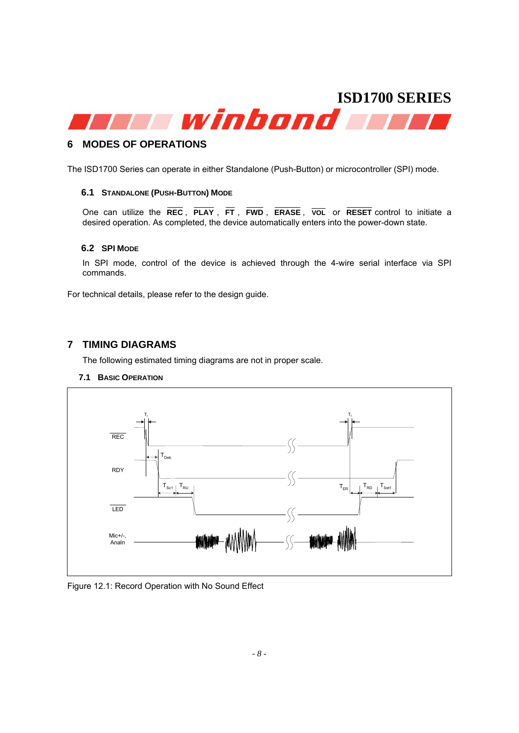## 6 MODES OF OPERATIONS

The ISD1700 Series can operate in either Standalone (Push-Button) or microcontroller (SPI) mode.

### 6.1 STANDALONE (PUSH-BUTTON) MODE

One can utilize the **REC**, **PLAY**, **FT**, **FWD**, **ERASE**, **VOL** or **RESET** control to initiate a desired operation. As completed, the device automatically enters into the power-down state.

### 6.2 SPI MODE

In SPI mode, control of the device is achieved through the 4-wire serial interface via SPI commands.

For technical details, please refer to the design guide.

## 7 TIMING DIAGRAMS

The following estimated timing diagrams are not in proper scale.

### 7.1 BASIC OPERATION

Figure 12.1: Record Operation with No Sound Effect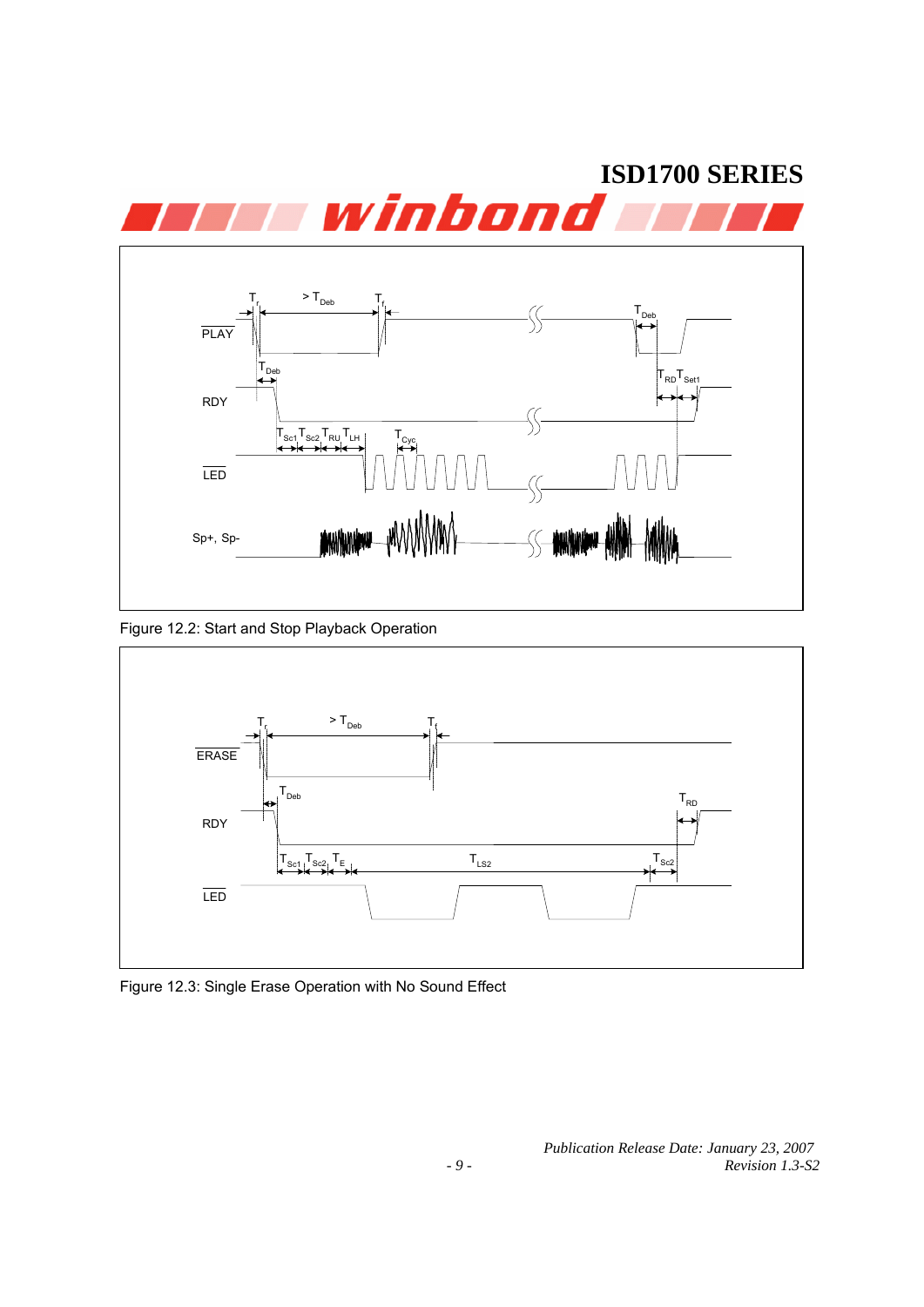Figure 12.2: Start and Stop Playback Operation

Figure 12.3: Single Erase Operation with No Sound Effect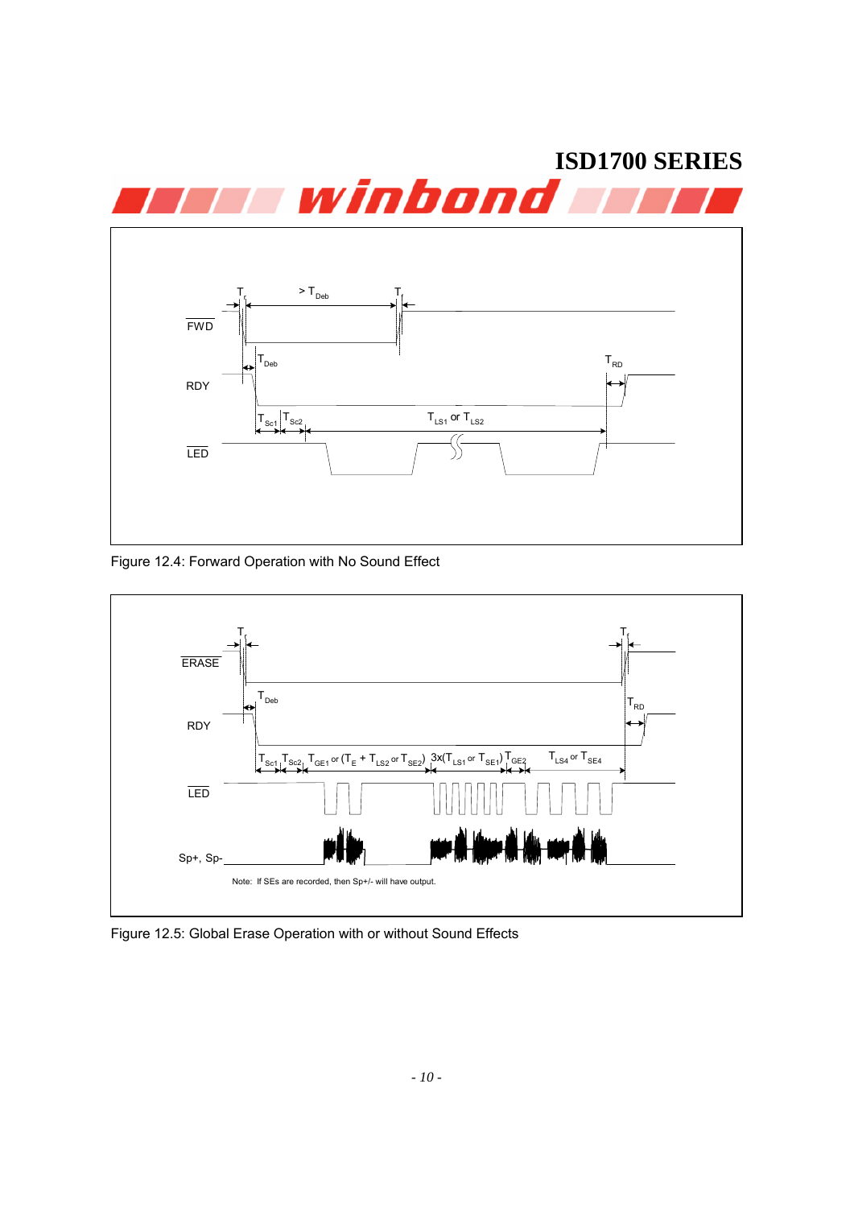Figure 12.4: Forward Operation with No Sound Effect

Figure 12.5: Global Erase Operation with or without Sound Effects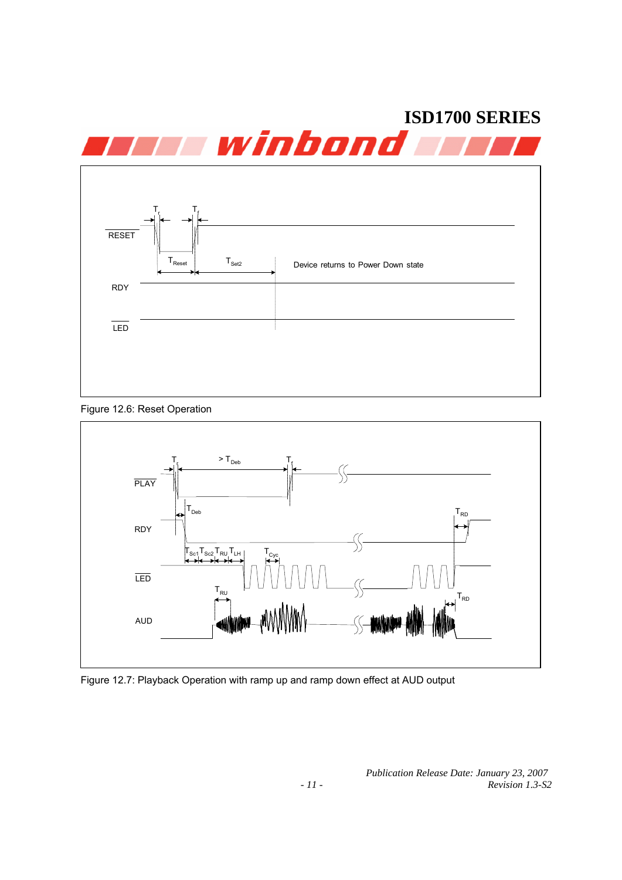Figure 12.6: Reset Operation

Figure 12.7: Playback Operation with ramp up and ramp down effect at AUD output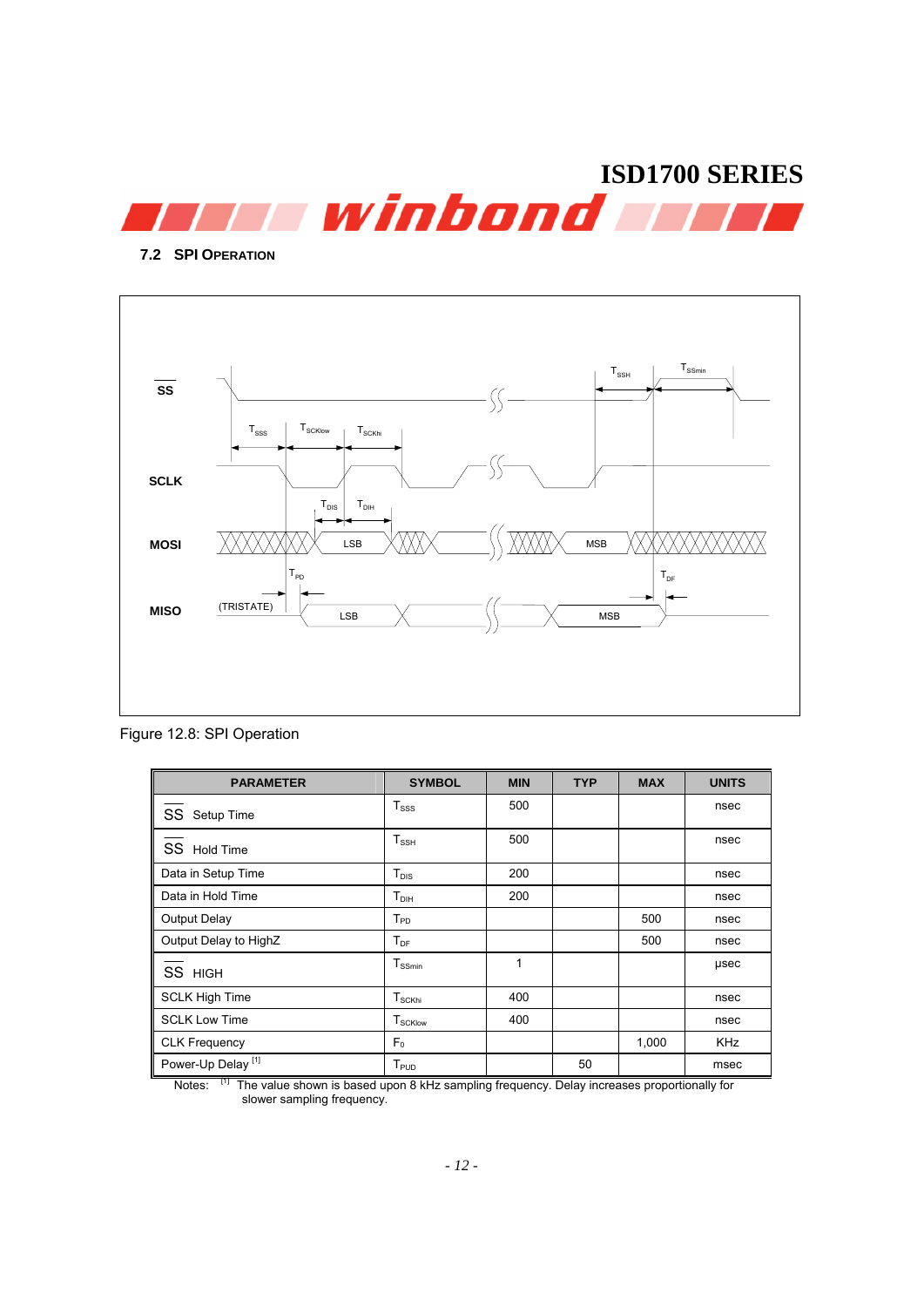## 7.2 SPI OPERATION

Figure 12.8: SPI Operation

| PARAMETER | SYMBOL | MIN | TYP | MAX | UNITS |
|---|---|---|---|---|---|
| $\overline{SS}$ Setup Time | $T_{SSS}$ | 500 | | | nsec |
| $\overline{SS}$ Hold Time | $T_{SSH}$ | 500 | | | nsec |
| Data in Setup Time | $T_{DIS}$ | 200 | | | nsec |
| Data in Hold Time | $T_{DIH}$ | 200 | | | nsec |
| Output Delay | $T_{PD}$ | | | 500 | nsec |
| Output Delay to HighZ | $T_{DF}$ | | | 500 | nsec |
| $\overline{SS}$ HIGH | $T_{SSmin}$ | 1 | | | μsec |
| SCLK High Time | $T_{SCKhi}$ | 400 | | | nsec |
| SCLK Low Time | $T_{SCKlow}$ | 400 | | | nsec |
| CLK Frequency | $F_0$ | | | 1,000 | KHz |
| Power-Up Delay [1] | $T_{PUD}$ | | 50 | | msec |

Notes: [1] The value shown is based upon 8 kHz sampling frequency. Delay increases proportionally for slower sampling frequency.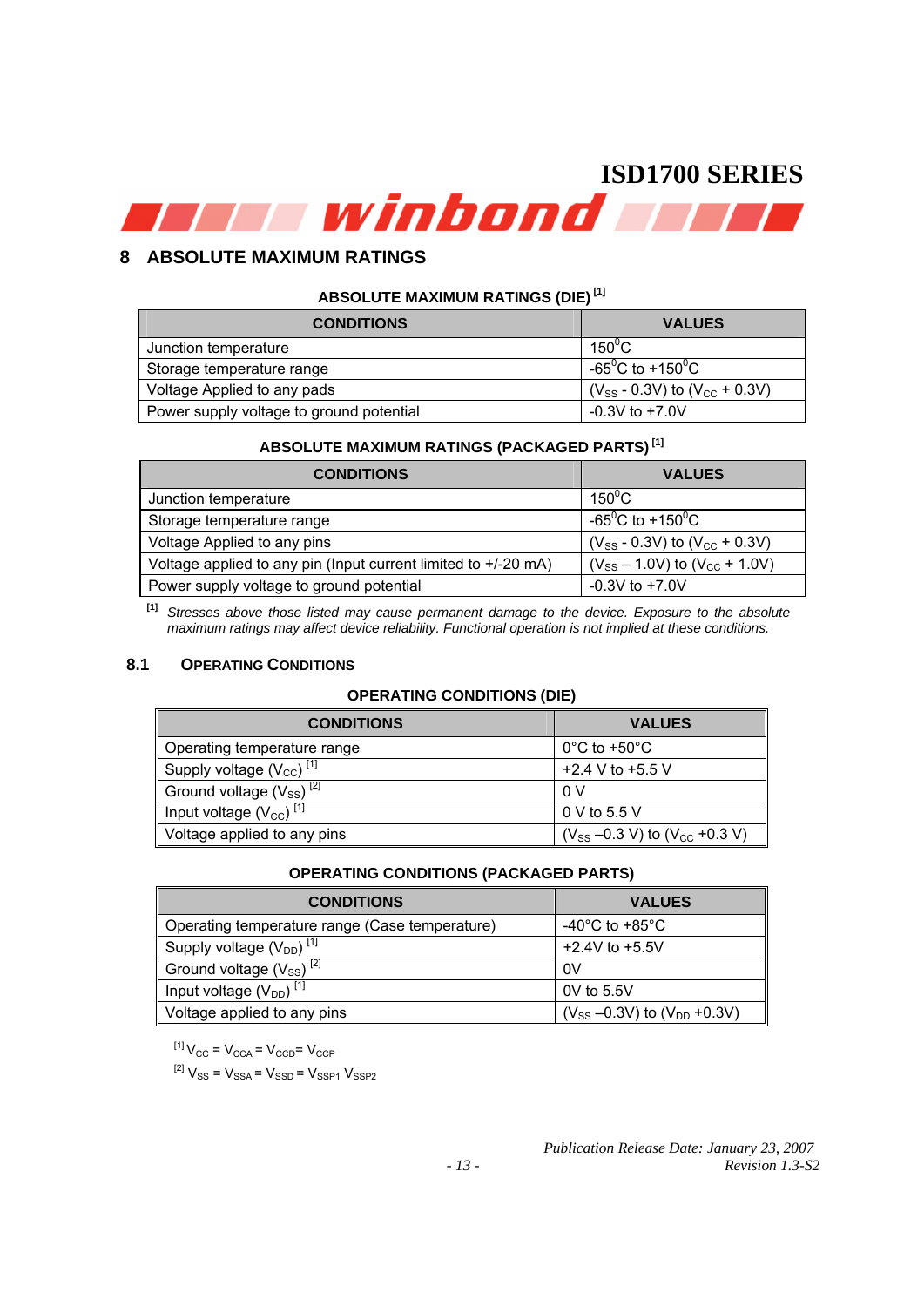## 8 ABSOLUTE MAXIMUM RATINGS

**ABSOLUTE MAXIMUM RATINGS (DIE)** [1]

| CONDITIONS | VALUES |
|---|---|
| Junction temperature | $150^0$C |
| Storage temperature range | $-65^0$C to $+150^0$C |
| Voltage Applied to any pads | ($V_{SS}$ - 0.3V) to ($V_{CC}$ + 0.3V) |
| Power supply voltage to ground potential | -0.3V to +7.0V |

**ABSOLUTE MAXIMUM RATINGS (PACKAGED PARTS)** [1]

| CONDITIONS | VALUES |
|---|---|
| Junction temperature | $150^0$C |
| Storage temperature range | $-65^0$C to $+150^0$C |
| Voltage Applied to any pins | ($V_{SS}$ - 0.3V) to ($V_{CC}$ + 0.3V) |
| Voltage applied to any pin (Input current limited to +/-20 mA) | ($V_{SS}$ – 1.0V) to ($V_{CC}$ + 1.0V) |
| Power supply voltage to ground potential | -0.3V to +7.0V |

[1] *Stresses above those listed may cause permanent damage to the device. Exposure to the absolute maximum ratings may affect device reliability. Functional operation is not implied at these conditions.*

### 8.1 OPERATING CONDITIONS

**OPERATING CONDITIONS (DIE)**

| CONDITIONS | VALUES |
|---|---|
| Operating temperature range | 0°C to +50°C |
| Supply voltage ($V_{CC}$) [1] | +2.4 V to +5.5 V |
| Ground voltage ($V_{SS}$) [2] | 0 V |
| Input voltage ($V_{CC}$) [1] | 0 V to 5.5 V |
| Voltage applied to any pins | ($V_{SS}$ –0.3 V) to ($V_{CC}$ +0.3 V) |

**OPERATING CONDITIONS (PACKAGED PARTS)**

| CONDITIONS | VALUES |
|---|---|
| Operating temperature range (Case temperature) | -40°C to +85°C |
| Supply voltage ($V_{DD}$) [1] | +2.4V to +5.5V |
| Ground voltage ($V_{SS}$) [2] | 0V |
| Input voltage ($V_{DD}$) [1] | 0V to 5.5V |
| Voltage applied to any pins | ($V_{SS}$ –0.3V) to ($V_{DD}$ +0.3V) |

[1] $V_{CC} = V_{CCA} = V_{CCD} = V_{CCP}$

[2] $V_{SS} = V_{SSA} = V_{SSD} = V_{SSP1}$ $V_{SSP2}$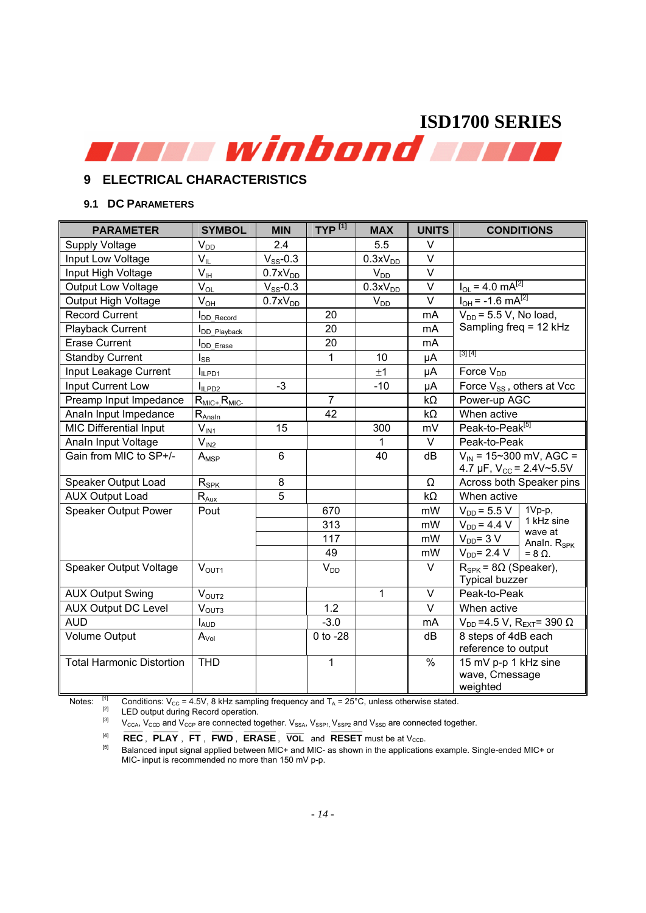## 9 ELECTRICAL CHARACTERISTICS

### 9.1 DC PARAMETERS

| PARAMETER | SYMBOL | MIN | TYP [1] | MAX | UNITS | CONDITIONS |
|---|---|---|---|---|---|---|
| Supply Voltage | $V_{DD}$ | 2.4 | | 5.5 | V | |
| Input Low Voltage | $V_{IL}$ | $V_{SS}$-0.3 | | 0.3x$V_{DD}$ | V | |
| Input High Voltage | $V_{IH}$ | 0.7x$V_{DD}$ | | $V_{DD}$ | V | |
| Output Low Voltage | $V_{OL}$ | $V_{SS}$-0.3 | | 0.3x$V_{DD}$ | V | $I_{OL}$ = 4.0 mA[2] |
| Output High Voltage | $V_{OH}$ | 0.7x$V_{DD}$ | | $V_{DD}$ | V | $I_{OH}$ = -1.6 mA[2] |
| Record Current | $I_{DD\_Record}$ | | 20 | | mA | $V_{DD}$ = 5.5 V, No load, Sampling freq = 12 kHz |
| Playback Current | $I_{DD\_Playback}$ | | 20 | | mA | |
| Erase Current | $I_{DD\_Erase}$ | | 20 | | mA | |
| Standby Current | $I_{SB}$ | | 1 | 10 | μA | [3] [4] |
| Input Leakage Current | $I_{ILPD1}$ | | | ±1 | μA | Force $V_{DD}$ |
| Input Current Low | $I_{ILPD2}$ | -3 | | -10 | μA | Force $V_{SS}$ , others at Vcc |
| Preamp Input Impedance | $R_{MIC+}$,$R_{MIC-}$ | | 7 | | kΩ | Power-up AGC |
| AnaIn Input Impedance | $R_{AnaIn}$ | | 42 | | kΩ | When active |
| MIC Differential Input | $V_{IN1}$ | 15 | | 300 | mV | Peak-to-Peak[5] |
| AnaIn Input Voltage | $V_{IN2}$ | | | 1 | V | Peak-to-Peak |
| Gain from MIC to SP+/- | $A_{MSP}$ | 6 | | 40 | dB | $V_{IN}$ = 15~300 mV, AGC = 4.7 μF, $V_{CC}$ = 2.4V~5.5V |
| Speaker Output Load | $R_{SPK}$ | 8 | | | Ω | Across both Speaker pins |
| AUX Output Load | $R_{Aux}$ | 5 | | | kΩ | When active |
| Speaker Output Power | Pout | | 670 | | mW | $V_{DD}$ = 5.5 V; 1Vp-p, 1 kHz sine wave at AnaIn. $R_{SPK}$ = 8 Ω. |
| | | | 313 | | mW | $V_{DD}$ = 4.4 V |
| | | | 117 | | mW | $V_{DD}$= 3 V |
| | | | 49 | | mW | $V_{DD}$= 2.4 V |
| Speaker Output Voltage | $V_{OUT1}$ | | $V_{DD}$ | | V | $R_{SPK}$ = 8Ω (Speaker), Typical buzzer |
| AUX Output Swing | $V_{OUT2}$ | | | 1 | V | Peak-to-Peak |
| AUX Output DC Level | $V_{OUT3}$ | | 1.2 | | V | When active |
| AUD | $I_{AUD}$ | | -3.0 | | mA | $V_{DD}$ =4.5 V, $R_{EXT}$= 390 Ω |
| Volume Output | $A_{Vol}$ | | 0 to -28 | | dB | 8 steps of 4dB each reference to output |
| Total Harmonic Distortion | THD | | 1 | | % | 15 mV p-p 1 kHz sine wave, Cmessage weighted |

Notes:
[1] Conditions: $V_{CC}$ = 4.5V, 8 kHz sampling frequency and $T_A$ = 25°C, unless otherwise stated.
[2] LED output during Record operation.
[3] $V_{CCA}$, $V_{CCD}$ and $V_{CCP}$ are connected together. $V_{SSA}$, $V_{SSP1}$, $V_{SSP2}$ and $V_{SSD}$ are connected together.
[4] **REC**, **PLAY**, **FT**, **FWD**, **ERASE**, **VOL** and **RESET** must be at $V_{CCD}$.
[5] Balanced input signal applied between MIC+ and MIC- as shown in the applications example. Single-ended MIC+ or MIC- input is recommended no more than 150 mV p-p.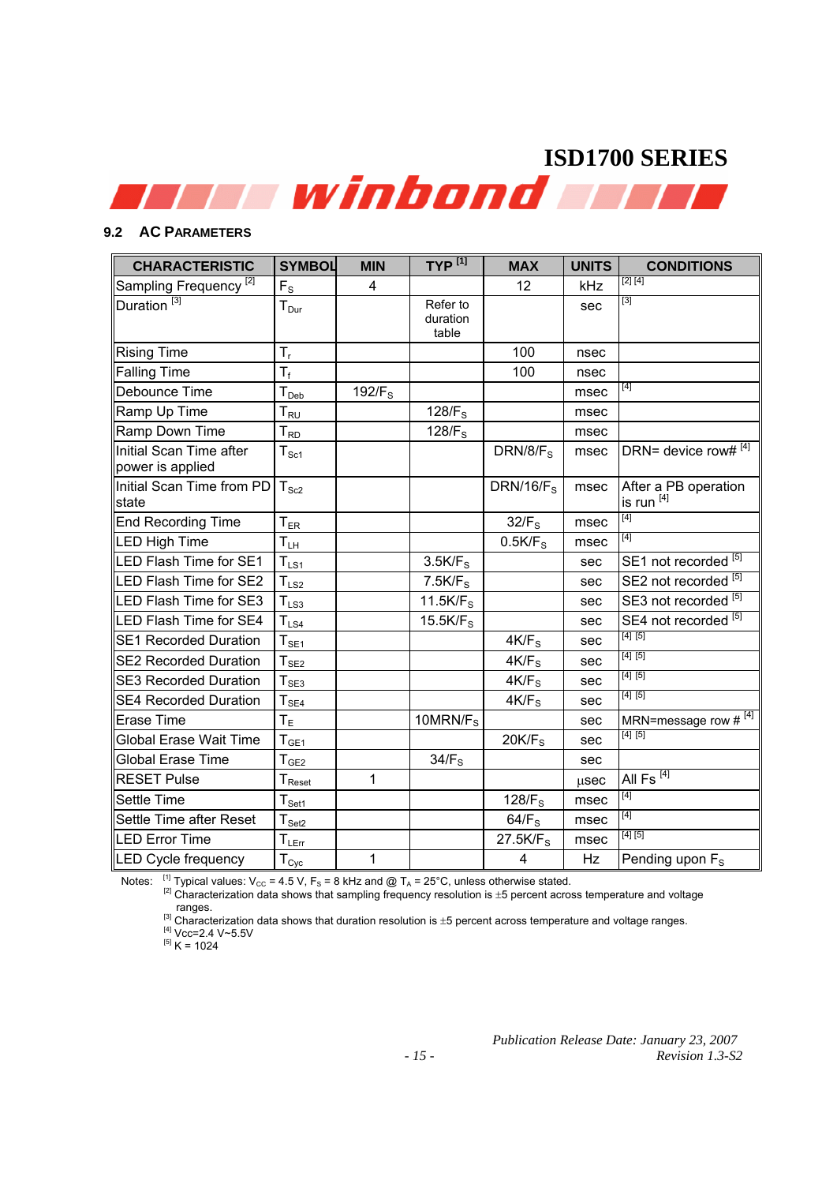## 9.2 AC PARAMETERS

| CHARACTERISTIC | SYMBOL | MIN | TYP [1] | MAX | UNITS | CONDITIONS |
|---|---|---|---|---|---|---|
| Sampling Frequency [2] | $F_S$ | 4 | | 12 | kHz | [2] [4] |
| Duration [3] | $T_{Dur}$ | | Refer to duration table | | sec | [3] |
| Rising Time | $T_r$ | | | 100 | nsec | |
| Falling Time | $T_f$ | | | 100 | nsec | |
| Debounce Time | $T_{Deb}$ | $192/F_S$ | | | msec | [4] |
| Ramp Up Time | $T_{RU}$ | | $128/F_S$ | | msec | |
| Ramp Down Time | $T_{RD}$ | | $128/F_S$ | | msec | |
| Initial Scan Time after power is applied | $T_{Sc1}$ | | | $DRN/8/F_S$ | msec | DRN= device row# [4] |
| Initial Scan Time from PD state | $T_{Sc2}$ | | | $DRN/16/F_S$ | msec | After a PB operation is run [4] |
| End Recording Time | $T_{ER}$ | | | $32/F_S$ | msec | [4] |
| LED High Time | $T_{LH}$ | | | $0.5K/F_S$ | msec | [4] |
| LED Flash Time for SE1 | $T_{LS1}$ | | $3.5K/F_S$ | | sec | SE1 not recorded [5] |
| LED Flash Time for SE2 | $T_{LS2}$ | | $7.5K/F_S$ | | sec | SE2 not recorded [5] |
| LED Flash Time for SE3 | $T_{LS3}$ | | $11.5K/F_S$ | | sec | SE3 not recorded [5] |
| LED Flash Time for SE4 | $T_{LS4}$ | | $15.5K/F_S$ | | sec | SE4 not recorded [5] |
| SE1 Recorded Duration | $T_{SE1}$ | | | $4K/F_S$ | sec | [4] [5] |
| SE2 Recorded Duration | $T_{SE2}$ | | | $4K/F_S$ | sec | [4] [5] |
| SE3 Recorded Duration | $T_{SE3}$ | | | $4K/F_S$ | sec | [4] [5] |
| SE4 Recorded Duration | $T_{SE4}$ | | | $4K/F_S$ | sec | [4] [5] |
| Erase Time | $T_E$ | | $10MRN/F_S$ | | sec | MRN=message row # [4] |
| Global Erase Wait Time | $T_{GE1}$ | | | $20K/F_S$ | sec | [4] [5] |
| Global Erase Time | $T_{GE2}$ | | $34/F_S$ | | sec | |
| RESET Pulse | $T_{Reset}$ | 1 | | | µsec | All Fs [4] |
| Settle Time | $T_{Set1}$ | | | $128/F_S$ | msec | [4] |
| Settle Time after Reset | $T_{Set2}$ | | | $64/F_S$ | msec | [4] |
| LED Error Time | $T_{LErr}$ | | | $27.5K/F_S$ | msec | [4] [5] |
| LED Cycle frequency | $T_{Cyc}$ | 1 | | 4 | Hz | Pending upon $F_S$ |

Notes:
[1] Typical values: $V_{CC}$ = 4.5 V, $F_S$ = 8 kHz and @ $T_A$ = 25°C, unless otherwise stated.
[2] Characterization data shows that sampling frequency resolution is ±5 percent across temperature and voltage ranges.
[3] Characterization data shows that duration resolution is ±5 percent across temperature and voltage ranges.
[4] Vcc=2.4 V~5.5V
[5] K = 1024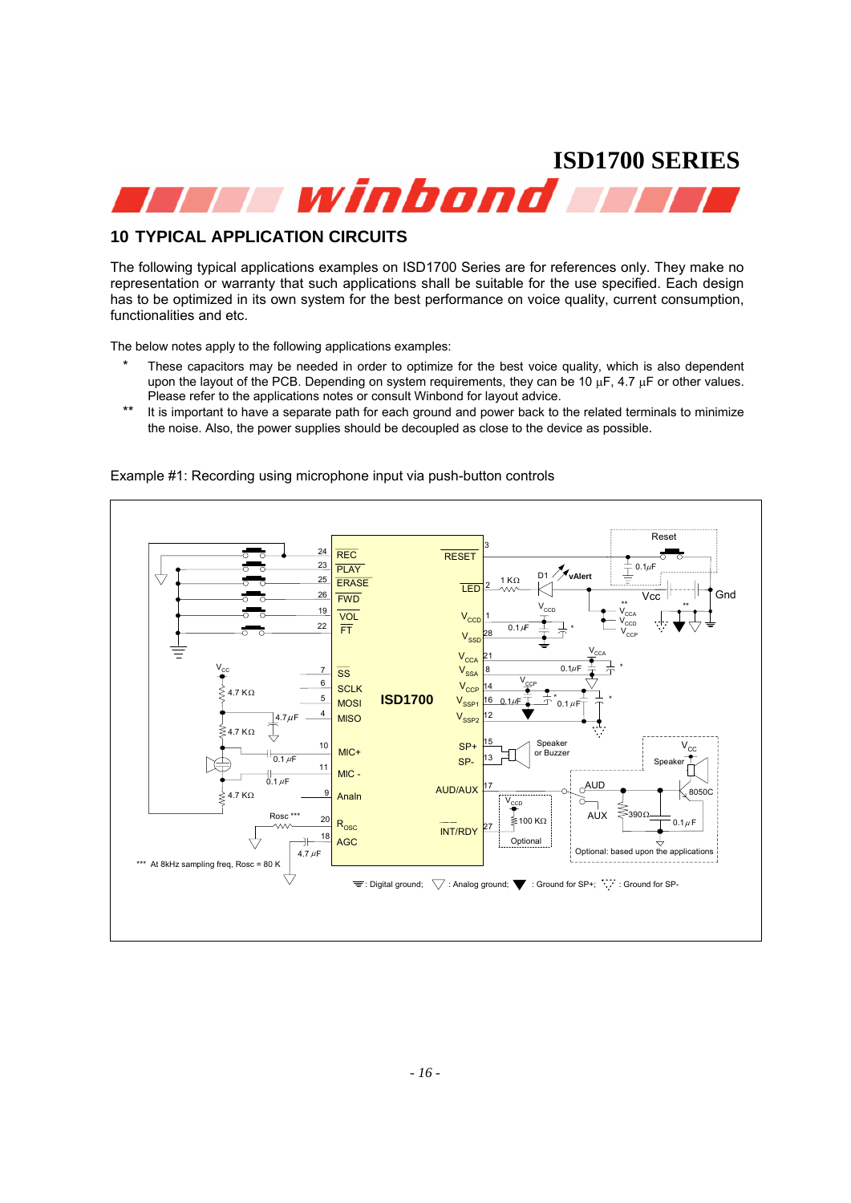## 10 TYPICAL APPLICATION CIRCUITS

The following typical applications examples on ISD1700 Series are for references only. They make no representation or warranty that such applications shall be suitable for the use specified. Each design has to be optimized in its own system for the best performance on voice quality, current consumption, functionalities and etc.

The below notes apply to the following applications examples:

- \* These capacitors may be needed in order to optimize for the best voice quality, which is also dependent upon the layout of the PCB. Depending on system requirements, they can be 10 µF, 4.7 µF or other values. Please refer to the applications notes or consult Winbond for layout advice.
- \*\* It is important to have a separate path for each ground and power back to the related terminals to minimize the noise. Also, the power supplies should be decoupled as close to the device as possible.

Example #1: Recording using microphone input via push-button controls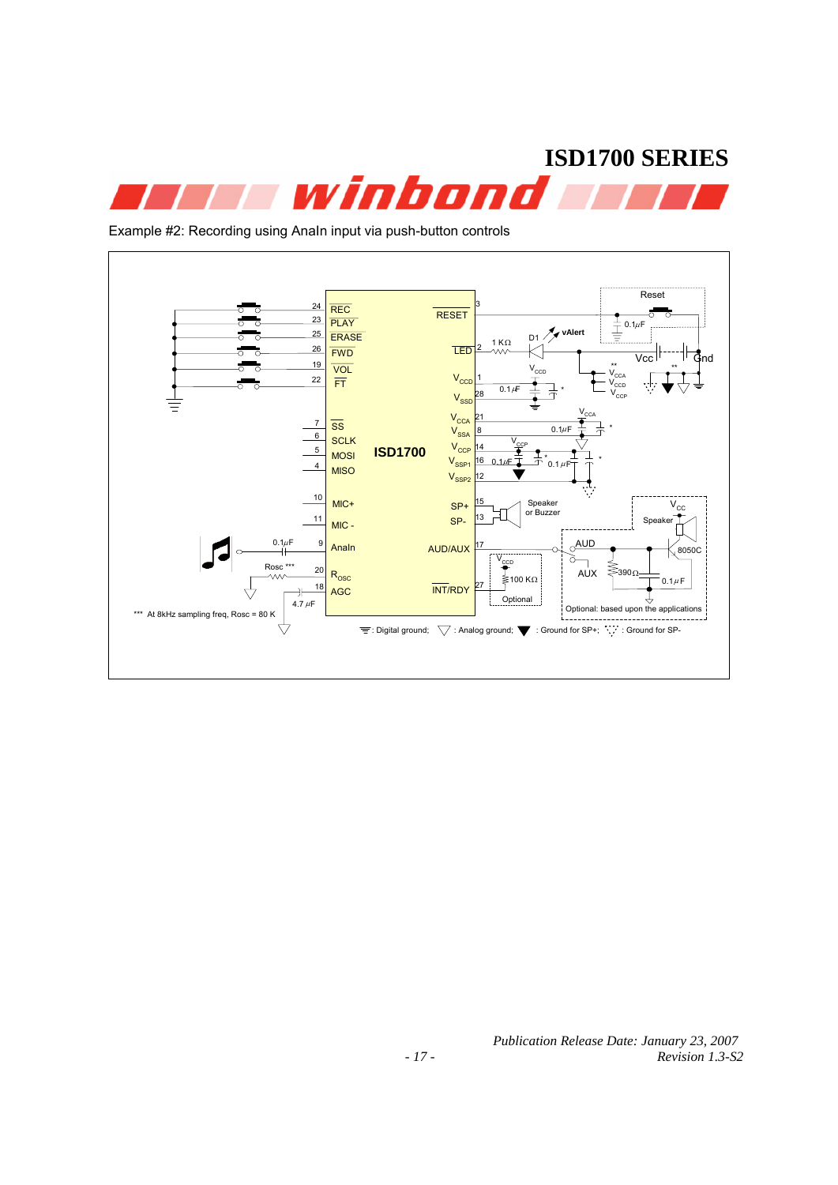Example #2: Recording using AnaIn input via push-button controls

*** At 8kHz sampling freq, Rosc = 80 K

: Digital ground; : Analog ground; : Ground for SP+; : Ground for SP-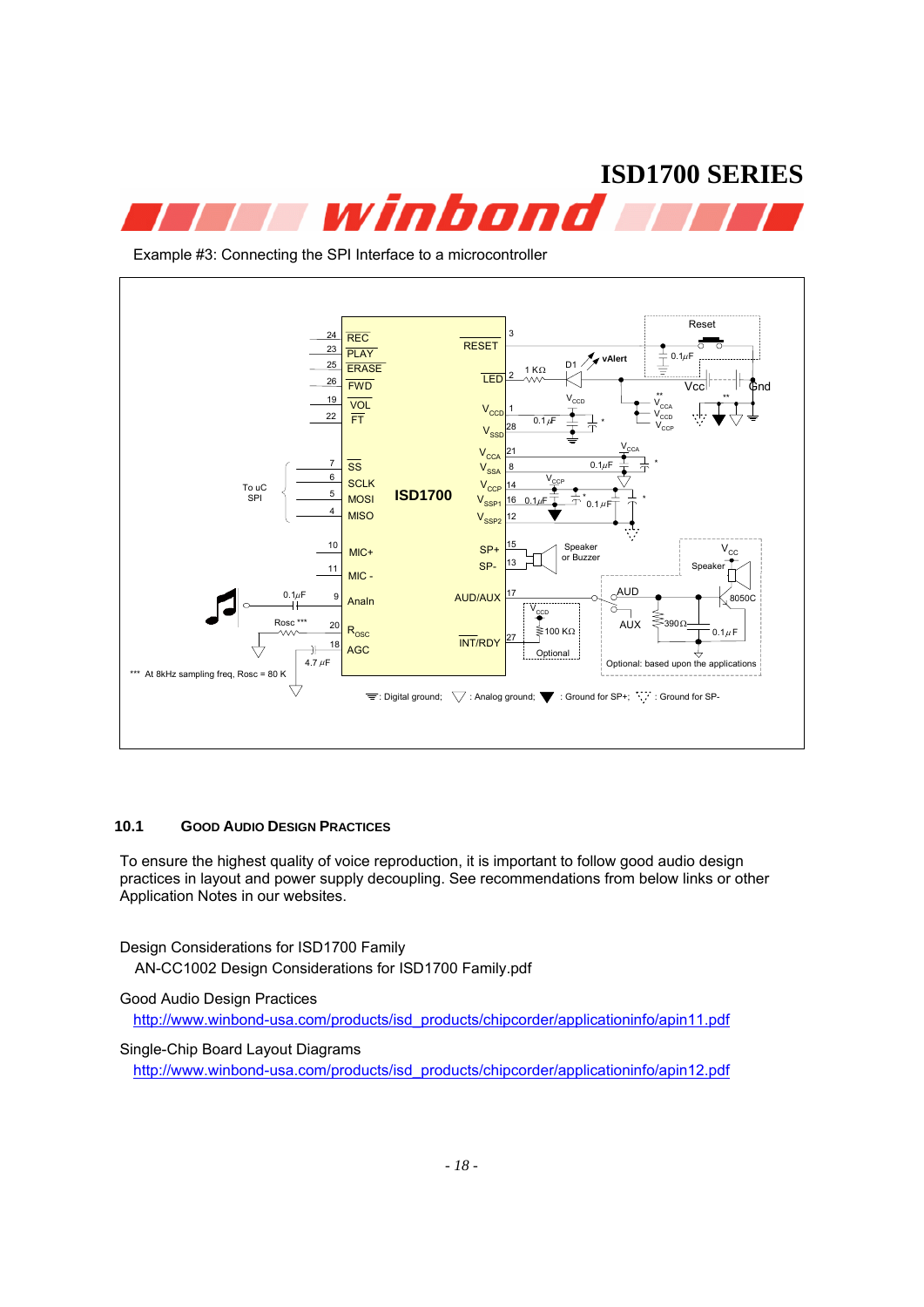Example #3: Connecting the SPI Interface to a microcontroller

## 10.1 GOOD AUDIO DESIGN PRACTICES

To ensure the highest quality of voice reproduction, it is important to follow good audio design practices in layout and power supply decoupling. See recommendations from below links or other Application Notes in our websites.

Design Considerations for ISD1700 Family
AN-CC1002 Design Considerations for ISD1700 Family.pdf

Good Audio Design Practices
http://www.winbond-usa.com/products/isd_products/chipcorder/applicationinfo/apin11.pdf

Single-Chip Board Layout Diagrams
http://www.winbond-usa.com/products/isd_products/chipcorder/applicationinfo/apin12.pdf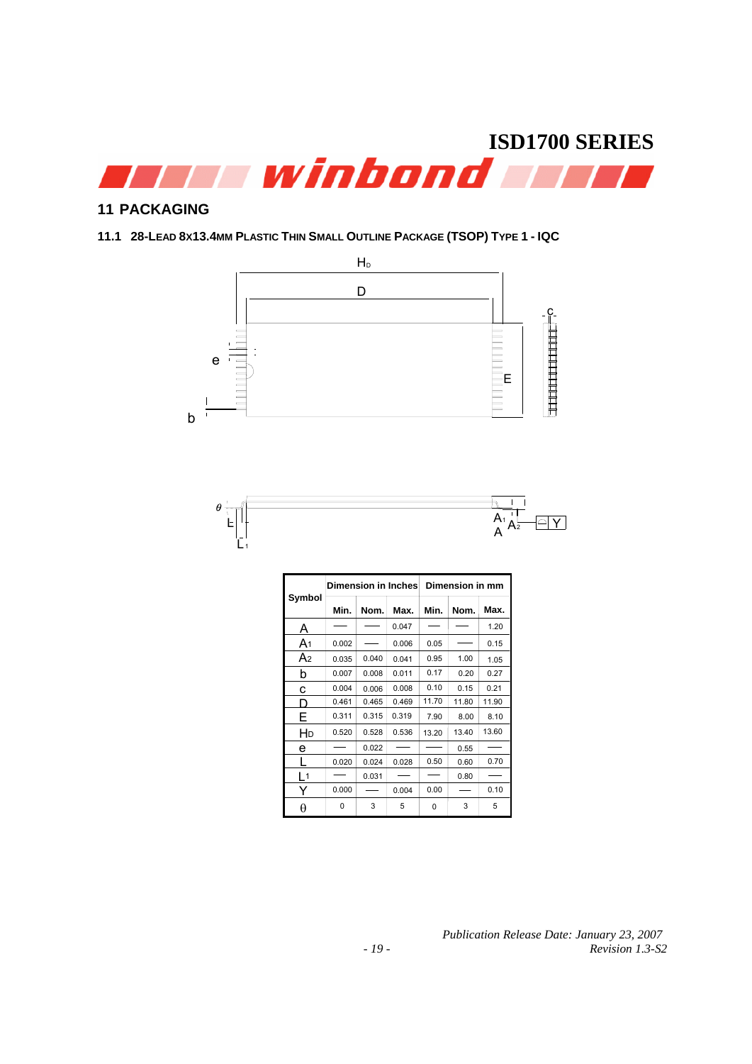## 11 PACKAGING

### 11.1 28-LEAD 8X13.4MM PLASTIC THIN SMALL OUTLINE PACKAGE (TSOP) TYPE 1 - IQC

| Symbol | Dimension in Inches | | | Dimension in mm | | |
|---|---|---|---|---|---|---|
| | Min. | Nom. | Max. | Min. | Nom. | Max. |
| A | — | — | 0.047 | — | — | 1.20 |
| $A_1$ | 0.002 | — | 0.006 | 0.05 | — | 0.15 |
| $A_2$ | 0.035 | 0.040 | 0.041 | 0.95 | 1.00 | 1.05 |
| b | 0.007 | 0.008 | 0.011 | 0.17 | 0.20 | 0.27 |
| c | 0.004 | 0.006 | 0.008 | 0.10 | 0.15 | 0.21 |
| D | 0.461 | 0.465 | 0.469 | 11.70 | 11.80 | 11.90 |
| E | 0.311 | 0.315 | 0.319 | 7.90 | 8.00 | 8.10 |
| $H_D$ | 0.520 | 0.528 | 0.536 | 13.20 | 13.40 | 13.60 |
| e | — | 0.022 | — | — | 0.55 | — |
| L | 0.020 | 0.024 | 0.028 | 0.50 | 0.60 | 0.70 |
| $L_1$ | — | 0.031 | — | — | 0.80 | — |
| Y | 0.000 | — | 0.004 | 0.00 | — | 0.10 |
| θ | 0 | 3 | 5 | 0 | 3 | 5 |

*Publication Release Date: January 23, 2007*
*Revision 1.3-S2*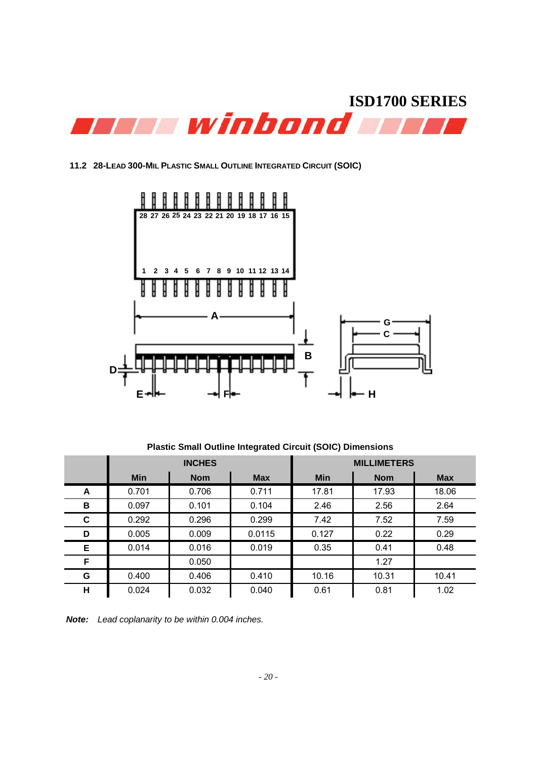## 11.2 28-Lead 300-Mil Plastic Small Outline Integrated Circuit (SOIC)

**Plastic Small Outline Integrated Circuit (SOIC) Dimensions**

| | INCHES | | | MILLIMETERS | | |
|---|---|---|---|---|---|---|
| | **Min** | **Nom** | **Max** | **Min** | **Nom** | **Max** |
| **A** | 0.701 | 0.706 | 0.711 | 17.81 | 17.93 | 18.06 |
| **B** | 0.097 | 0.101 | 0.104 | 2.46 | 2.56 | 2.64 |
| **C** | 0.292 | 0.296 | 0.299 | 7.42 | 7.52 | 7.59 |
| **D** | 0.005 | 0.009 | 0.0115 | 0.127 | 0.22 | 0.29 |
| **E** | 0.014 | 0.016 | 0.019 | 0.35 | 0.41 | 0.48 |
| **F** | | 0.050 | | | 1.27 | |
| **G** | 0.400 | 0.406 | 0.410 | 10.16 | 10.31 | 10.41 |
| **H** | 0.024 | 0.032 | 0.040 | 0.61 | 0.81 | 1.02 |

***Note:*** *Lead coplanarity to be within 0.004 inches.*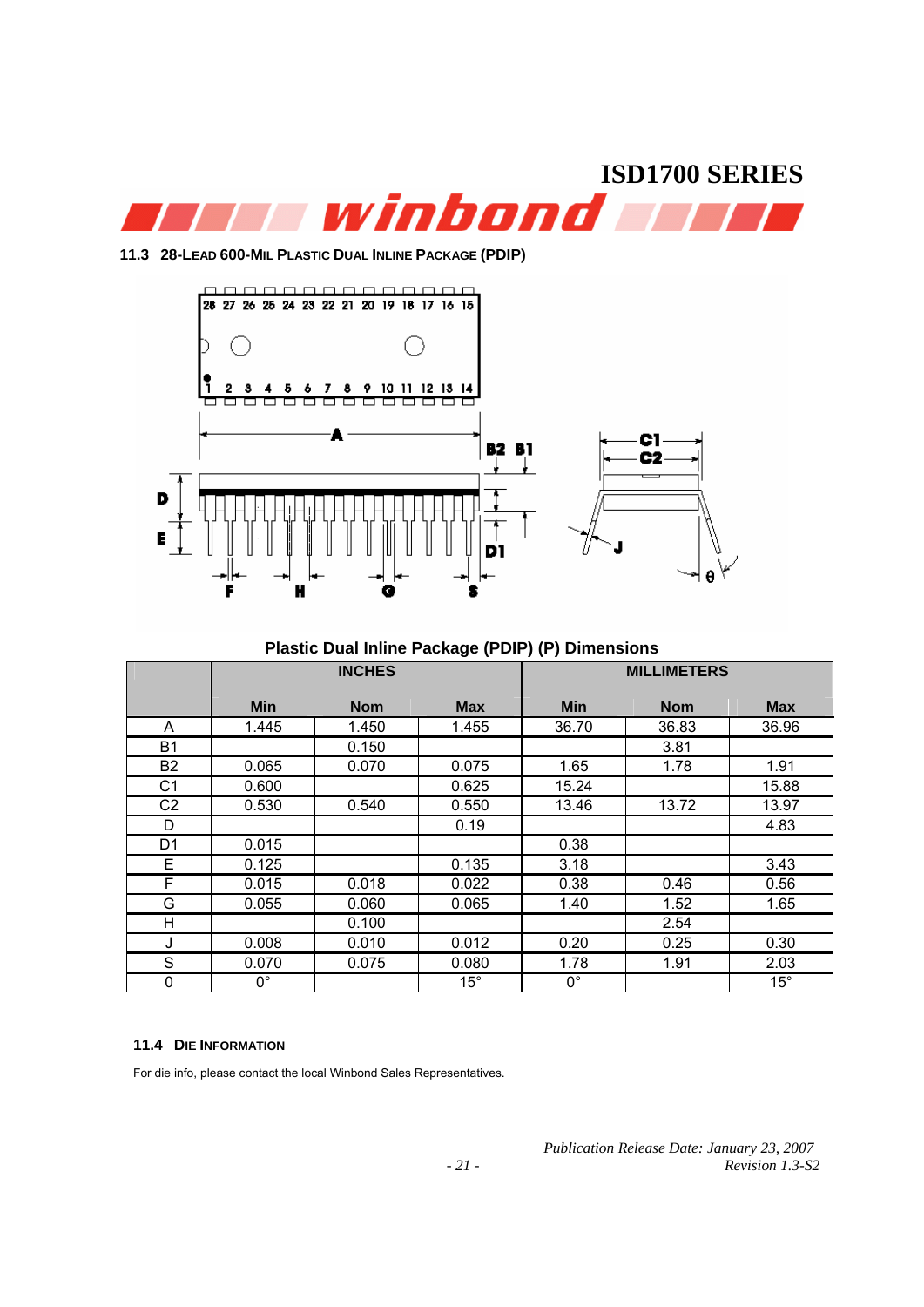### 11.3 28-LEAD 600-MIL PLASTIC DUAL INLINE PACKAGE (PDIP)

**Plastic Dual Inline Package (PDIP) (P) Dimensions**

| | INCHES | | | MILLIMETERS | | |
|---|---|---|---|---|---|---|
| | **Min** | **Nom** | **Max** | **Min** | **Nom** | **Max** |
| A | 1.445 | 1.450 | 1.455 | 36.70 | 36.83 | 36.96 |
| B1 | | 0.150 | | | 3.81 | |
| B2 | 0.065 | 0.070 | 0.075 | 1.65 | 1.78 | 1.91 |
| C1 | 0.600 | | 0.625 | 15.24 | | 15.88 |
| C2 | 0.530 | 0.540 | 0.550 | 13.46 | 13.72 | 13.97 |
| D | | | 0.19 | | | 4.83 |
| D1 | 0.015 | | | 0.38 | | |
| E | 0.125 | | 0.135 | 3.18 | | 3.43 |
| F | 0.015 | 0.018 | 0.022 | 0.38 | 0.46 | 0.56 |
| G | 0.055 | 0.060 | 0.065 | 1.40 | 1.52 | 1.65 |
| H | | 0.100 | | | 2.54 | |
| J | 0.008 | 0.010 | 0.012 | 0.20 | 0.25 | 0.30 |
| S | 0.070 | 0.075 | 0.080 | 1.78 | 1.91 | 2.03 |
| θ | 0° | | 15° | 0° | | 15° |

### 11.4 DIE INFORMATION

For die info, please contact the local Winbond Sales Representatives.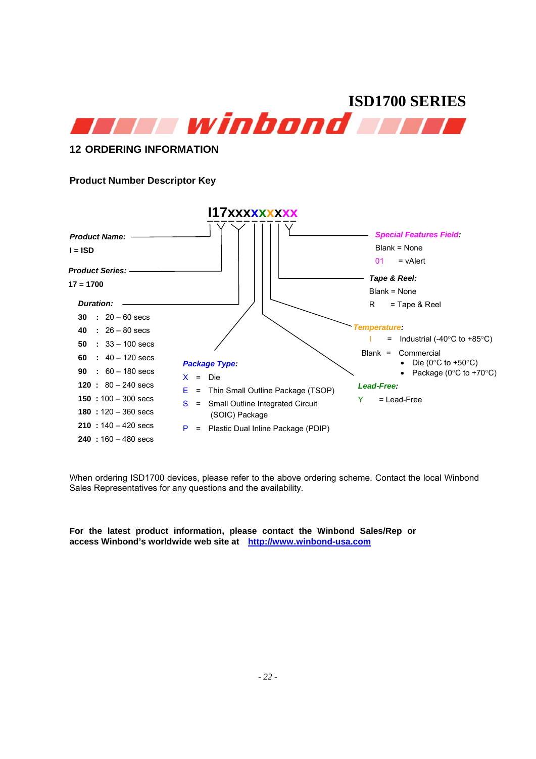## 12 ORDERING INFORMATION

### Product Number Descriptor Key

**I17xxxxxxxxx**

***Product Name:***

**I = ISD**

***Product Series:***

**17 = 1700**

***Duration:***

- **30** : 20 – 60 secs
- **40** : 26 – 80 secs
- **50** : 33 – 100 secs
- **60** : 40 – 120 secs
- **90** : 60 – 180 secs
- **120** : 80 – 240 secs
- **150** : 100 – 300 secs
- **180** : 120 – 360 secs
- **210** : 140 – 420 secs
- **240** : 160 – 480 secs

***Package Type:***

- X = Die
- E = Thin Small Outline Package (TSOP)
- S = Small Outline Integrated Circuit (SOIC) Package
- P = Plastic Dual Inline Package (PDIP)

***Lead-Free:***

- Y = Lead-Free

***Temperature:***

- I = Industrial (-40°C to +85°C)
- Blank = Commercial
  - Die (0°C to +50°C)
  - Package (0°C to +70°C)

***Tape & Reel:***

- Blank = None
- R = Tape & Reel

***Special Features Field:***

- Blank = None
- 01 = vAlert

When ordering ISD1700 devices, please refer to the above ordering scheme. Contact the local Winbond Sales Representatives for any questions and the availability.

**For the latest product information, please contact the Winbond Sales/Rep or access Winbond's worldwide web site at [http://www.winbond-usa.com](http://www.winbond-usa.com)**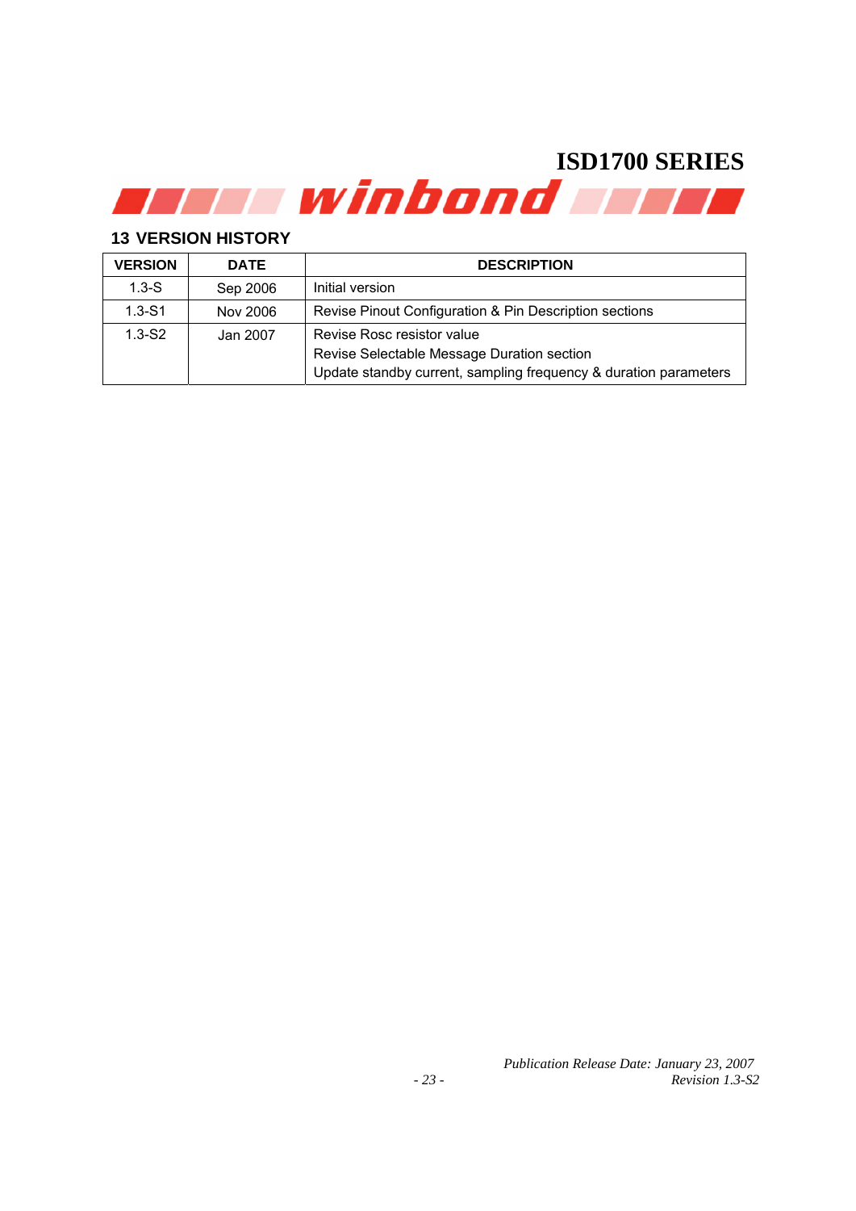## 13 VERSION HISTORY

| VERSION | DATE | DESCRIPTION |
|---|---|---|
| 1.3-S | Sep 2006 | Initial version |
| 1.3-S1 | Nov 2006 | Revise Pinout Configuration & Pin Description sections |
| 1.3-S2 | Jan 2007 | Revise Rosc resistor value<br>Revise Selectable Message Duration section<br>Update standby current, sampling frequency & duration parameters |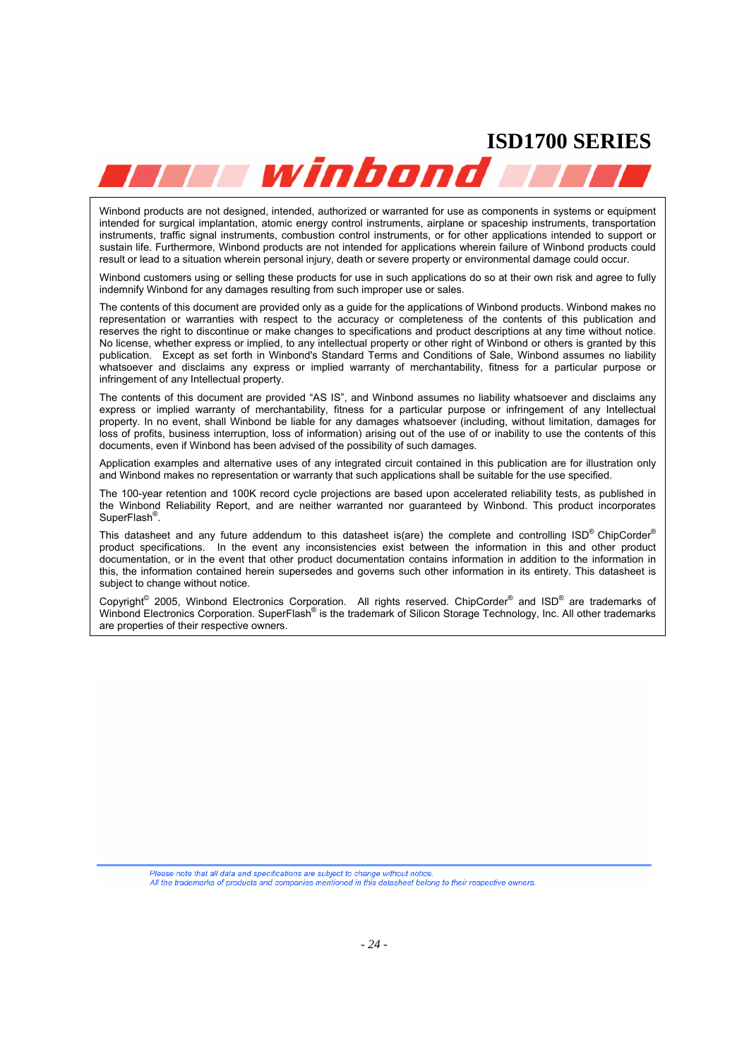Winbond products are not designed, intended, authorized or warranted for use as components in systems or equipment intended for surgical implantation, atomic energy control instruments, airplane or spaceship instruments, transportation instruments, traffic signal instruments, combustion control instruments, or for other applications intended to support or sustain life. Furthermore, Winbond products are not intended for applications wherein failure of Winbond products could result or lead to a situation wherein personal injury, death or severe property or environmental damage could occur.

Winbond customers using or selling these products for use in such applications do so at their own risk and agree to fully indemnify Winbond for any damages resulting from such improper use or sales.

The contents of this document are provided only as a guide for the applications of Winbond products. Winbond makes no representation or warranties with respect to the accuracy or completeness of the contents of this publication and reserves the right to discontinue or make changes to specifications and product descriptions at any time without notice. No license, whether express or implied, to any intellectual property or other right of Winbond or others is granted by this publication. Except as set forth in Winbond's Standard Terms and Conditions of Sale, Winbond assumes no liability whatsoever and disclaims any express or implied warranty of merchantability, fitness for a particular purpose or infringement of any Intellectual property.

The contents of this document are provided "AS IS", and Winbond assumes no liability whatsoever and disclaims any express or implied warranty of merchantability, fitness for a particular purpose or infringement of any Intellectual property. In no event, shall Winbond be liable for any damages whatsoever (including, without limitation, damages for loss of profits, business interruption, loss of information) arising out of the use of or inability to use the contents of this documents, even if Winbond has been advised of the possibility of such damages.

Application examples and alternative uses of any integrated circuit contained in this publication are for illustration only and Winbond makes no representation or warranty that such applications shall be suitable for the use specified.

The 100-year retention and 100K record cycle projections are based upon accelerated reliability tests, as published in the Winbond Reliability Report, and are neither warranted nor guaranteed by Winbond. This product incorporates SuperFlash®.

This datasheet and any future addendum to this datasheet is(are) the complete and controlling ISD® ChipCorder® product specifications. In the event any inconsistencies exist between the information in this and other product documentation, or in the event that other product documentation contains information in addition to the information in this, the information contained herein supersedes and governs such other information in its entirety. This datasheet is subject to change without notice.

Copyright© 2005, Winbond Electronics Corporation. All rights reserved. ChipCorder® and ISD® are trademarks of Winbond Electronics Corporation. SuperFlash® is the trademark of Silicon Storage Technology, Inc. All other trademarks are properties of their respective owners.

*Please note that all data and specifications are subject to change without notice.*
*All the trademarks of products and companies mentioned in this datasheet belong to their respective owners.*